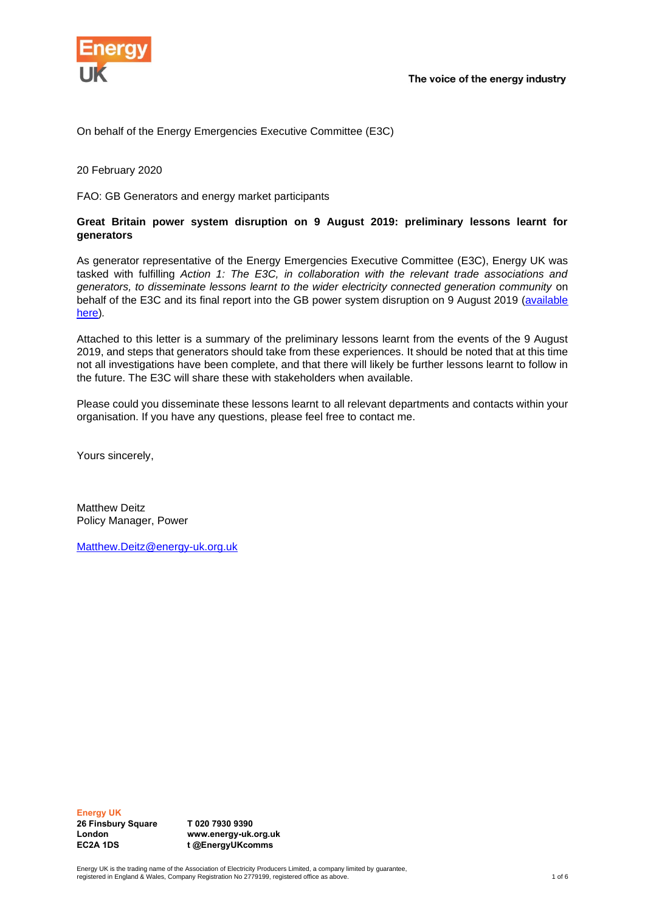The voice of the energy industry

On behalf of the Energy Emergencies Executive Committee (E3C)

20 February 2020

FAO: GB Generators and energy market participants

**Great Britain power system disruption on 9 August 2019: preliminary lessons learnt for generators**

As generator representative of the Energy Emergencies Executive Committee (E3C), Energy UK was tasked with fulfilling *Action 1: The E3C, in collaboration with the relevant trade associations and generators, to disseminate lessons learnt to the wider electricity connected generation community* on behalf of the E3C and its final report into the GB power system disruption on 9 August 2019 (available here).

Attached to this letter is a summary of the preliminary lessons learnt from the events of the 9 August 2019, and steps that generators should take from these experiences. It should be noted that at this time not all investigations have been complete, and that there will likely be further lessons learnt to follow in the future. The E3C will share these with stakeholders when available.

Please could you disseminate these lessons learnt to all relevant departments and contacts within your organisation. If you have any questions, please feel free to contact me.

Yours sincerely,

Matthew Deitz
Policy Manager, Power

Matthew.Deitz@energy-uk.org.uk

**Energy UK**
**26 Finsbury Square**
**London**
**EC2A 1DS**

**T 020 7930 9390**
**www.energy-uk.org.uk**
**t @EnergyUKcomms**

Energy UK is the trading name of the Association of Electricity Producers Limited, a company limited by guarantee, registered in England & Wales, Company Registration No 2779199, registered office as above.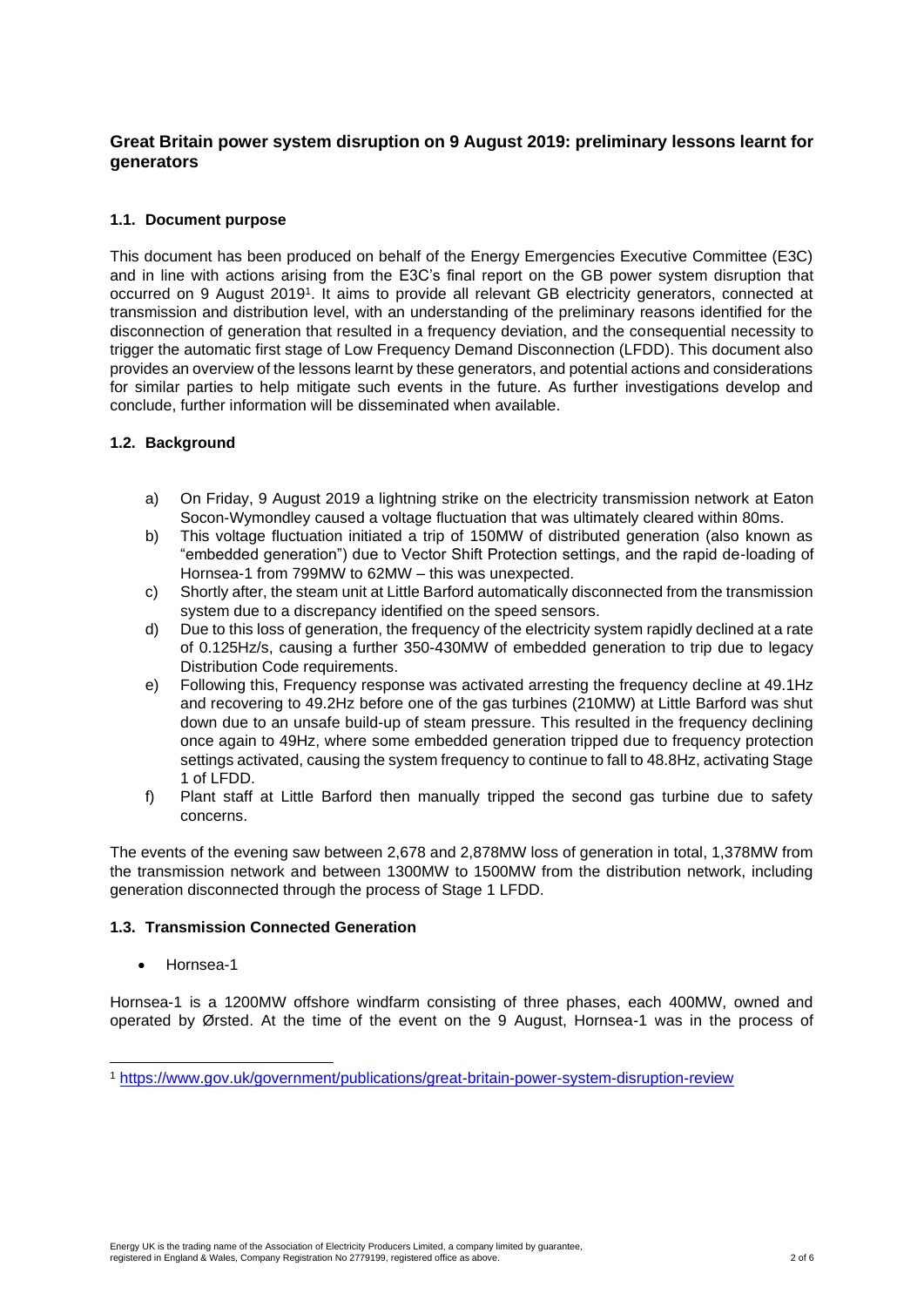## Great Britain power system disruption on 9 August 2019: preliminary lessons learnt for generators

### 1.1. Document purpose

This document has been produced on behalf of the Energy Emergencies Executive Committee (E3C) and in line with actions arising from the E3C's final report on the GB power system disruption that occurred on 9 August 2019[1]. It aims to provide all relevant GB electricity generators, connected at transmission and distribution level, with an understanding of the preliminary reasons identified for the disconnection of generation that resulted in a frequency deviation, and the consequential necessity to trigger the automatic first stage of Low Frequency Demand Disconnection (LFDD). This document also provides an overview of the lessons learnt by these generators, and potential actions and considerations for similar parties to help mitigate such events in the future. As further investigations develop and conclude, further information will be disseminated when available.

### 1.2. Background

a) On Friday, 9 August 2019 a lightning strike on the electricity transmission network at Eaton Socon-Wymondley caused a voltage fluctuation that was ultimately cleared within 80ms.

b) This voltage fluctuation initiated a trip of 150MW of distributed generation (also known as "embedded generation") due to Vector Shift Protection settings, and the rapid de-loading of Hornsea-1 from 799MW to 62MW – this was unexpected.

c) Shortly after, the steam unit at Little Barford automatically disconnected from the transmission system due to a discrepancy identified on the speed sensors.

d) Due to this loss of generation, the frequency of the electricity system rapidly declined at a rate of 0.125Hz/s, causing a further 350-430MW of embedded generation to trip due to legacy Distribution Code requirements.

e) Following this, Frequency response was activated arresting the frequency decline at 49.1Hz and recovering to 49.2Hz before one of the gas turbines (210MW) at Little Barford was shut down due to an unsafe build-up of steam pressure. This resulted in the frequency declining once again to 49Hz, where some embedded generation tripped due to frequency protection settings activated, causing the system frequency to continue to fall to 48.8Hz, activating Stage 1 of LFDD.

f) Plant staff at Little Barford then manually tripped the second gas turbine due to safety concerns.

The events of the evening saw between 2,678 and 2,878MW loss of generation in total, 1,378MW from the transmission network and between 1300MW to 1500MW from the distribution network, including generation disconnected through the process of Stage 1 LFDD.

### 1.3. Transmission Connected Generation

- Hornsea-1

Hornsea-1 is a 1200MW offshore windfarm consisting of three phases, each 400MW, owned and operated by Ørsted. At the time of the event on the 9 August, Hornsea-1 was in the process of

[1] https://www.gov.uk/government/publications/great-britain-power-system-disruption-review

Energy UK is the trading name of the Association of Electricity Producers Limited, a company limited by guarantee, registered in England & Wales, Company Registration No 2779199, registered office as above.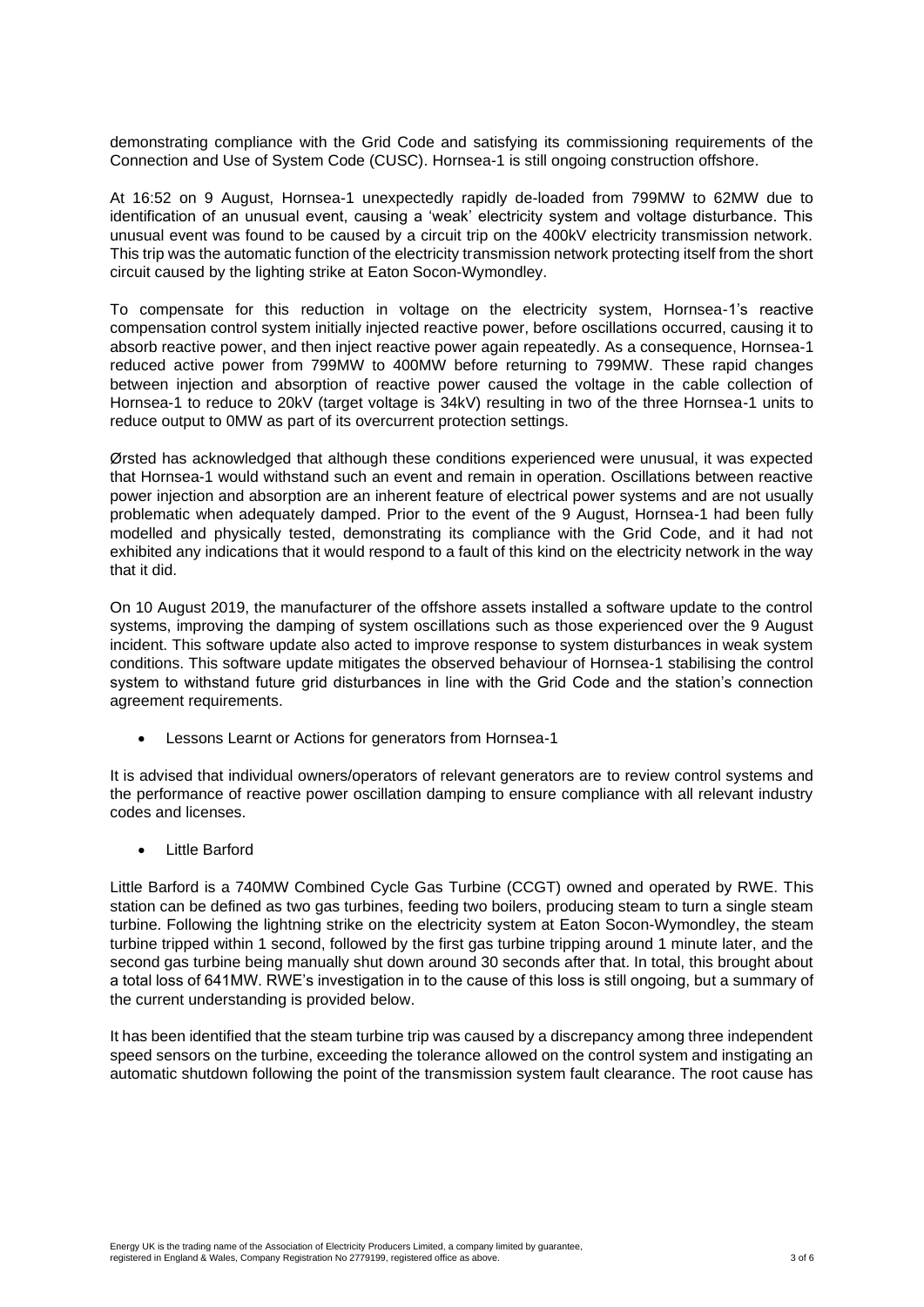demonstrating compliance with the Grid Code and satisfying its commissioning requirements of the Connection and Use of System Code (CUSC). Hornsea-1 is still ongoing construction offshore.

At 16:52 on 9 August, Hornsea-1 unexpectedly rapidly de-loaded from 799MW to 62MW due to identification of an unusual event, causing a 'weak' electricity system and voltage disturbance. This unusual event was found to be caused by a circuit trip on the 400kV electricity transmission network. This trip was the automatic function of the electricity transmission network protecting itself from the short circuit caused by the lighting strike at Eaton Socon-Wymondley.

To compensate for this reduction in voltage on the electricity system, Hornsea-1's reactive compensation control system initially injected reactive power, before oscillations occurred, causing it to absorb reactive power, and then inject reactive power again repeatedly. As a consequence, Hornsea-1 reduced active power from 799MW to 400MW before returning to 799MW. These rapid changes between injection and absorption of reactive power caused the voltage in the cable collection of Hornsea-1 to reduce to 20kV (target voltage is 34kV) resulting in two of the three Hornsea-1 units to reduce output to 0MW as part of its overcurrent protection settings.

Ørsted has acknowledged that although these conditions experienced were unusual, it was expected that Hornsea-1 would withstand such an event and remain in operation. Oscillations between reactive power injection and absorption are an inherent feature of electrical power systems and are not usually problematic when adequately damped. Prior to the event of the 9 August, Hornsea-1 had been fully modelled and physically tested, demonstrating its compliance with the Grid Code, and it had not exhibited any indications that it would respond to a fault of this kind on the electricity network in the way that it did.

On 10 August 2019, the manufacturer of the offshore assets installed a software update to the control systems, improving the damping of system oscillations such as those experienced over the 9 August incident. This software update also acted to improve response to system disturbances in weak system conditions. This software update mitigates the observed behaviour of Hornsea-1 stabilising the control system to withstand future grid disturbances in line with the Grid Code and the station's connection agreement requirements.

- Lessons Learnt or Actions for generators from Hornsea-1

It is advised that individual owners/operators of relevant generators are to review control systems and the performance of reactive power oscillation damping to ensure compliance with all relevant industry codes and licenses.

- Little Barford

Little Barford is a 740MW Combined Cycle Gas Turbine (CCGT) owned and operated by RWE. This station can be defined as two gas turbines, feeding two boilers, producing steam to turn a single steam turbine. Following the lightning strike on the electricity system at Eaton Socon-Wymondley, the steam turbine tripped within 1 second, followed by the first gas turbine tripping around 1 minute later, and the second gas turbine being manually shut down around 30 seconds after that. In total, this brought about a total loss of 641MW. RWE's investigation in to the cause of this loss is still ongoing, but a summary of the current understanding is provided below.

It has been identified that the steam turbine trip was caused by a discrepancy among three independent speed sensors on the turbine, exceeding the tolerance allowed on the control system and instigating an automatic shutdown following the point of the transmission system fault clearance. The root cause has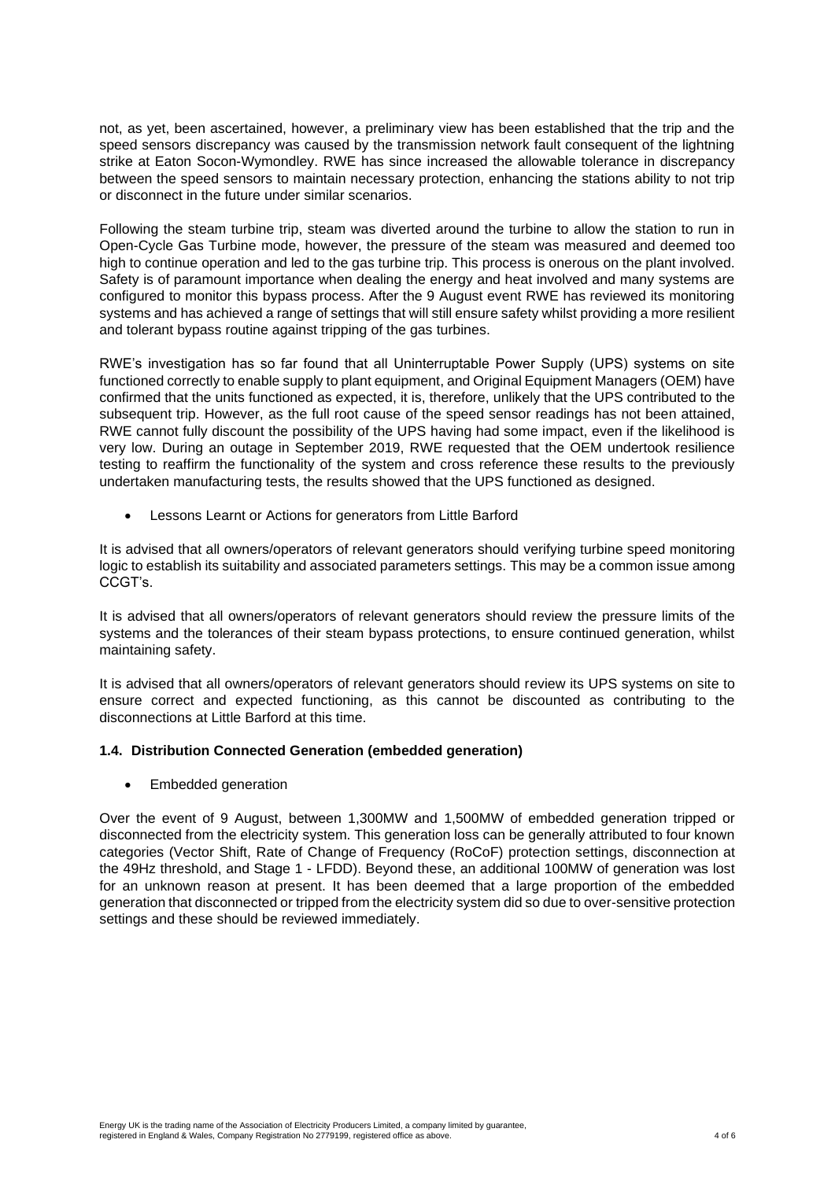not, as yet, been ascertained, however, a preliminary view has been established that the trip and the speed sensors discrepancy was caused by the transmission network fault consequent of the lightning strike at Eaton Socon-Wymondley. RWE has since increased the allowable tolerance in discrepancy between the speed sensors to maintain necessary protection, enhancing the stations ability to not trip or disconnect in the future under similar scenarios.

Following the steam turbine trip, steam was diverted around the turbine to allow the station to run in Open-Cycle Gas Turbine mode, however, the pressure of the steam was measured and deemed too high to continue operation and led to the gas turbine trip. This process is onerous on the plant involved. Safety is of paramount importance when dealing the energy and heat involved and many systems are configured to monitor this bypass process. After the 9 August event RWE has reviewed its monitoring systems and has achieved a range of settings that will still ensure safety whilst providing a more resilient and tolerant bypass routine against tripping of the gas turbines.

RWE's investigation has so far found that all Uninterruptable Power Supply (UPS) systems on site functioned correctly to enable supply to plant equipment, and Original Equipment Managers (OEM) have confirmed that the units functioned as expected, it is, therefore, unlikely that the UPS contributed to the subsequent trip. However, as the full root cause of the speed sensor readings has not been attained, RWE cannot fully discount the possibility of the UPS having had some impact, even if the likelihood is very low. During an outage in September 2019, RWE requested that the OEM undertook resilience testing to reaffirm the functionality of the system and cross reference these results to the previously undertaken manufacturing tests, the results showed that the UPS functioned as designed.

- Lessons Learnt or Actions for generators from Little Barford

It is advised that all owners/operators of relevant generators should verifying turbine speed monitoring logic to establish its suitability and associated parameters settings. This may be a common issue among CCGT's.

It is advised that all owners/operators of relevant generators should review the pressure limits of the systems and the tolerances of their steam bypass protections, to ensure continued generation, whilst maintaining safety.

It is advised that all owners/operators of relevant generators should review its UPS systems on site to ensure correct and expected functioning, as this cannot be discounted as contributing to the disconnections at Little Barford at this time.

### 1.4. Distribution Connected Generation (embedded generation)

- Embedded generation

Over the event of 9 August, between 1,300MW and 1,500MW of embedded generation tripped or disconnected from the electricity system. This generation loss can be generally attributed to four known categories (Vector Shift, Rate of Change of Frequency (RoCoF) protection settings, disconnection at the 49Hz threshold, and Stage 1 - LFDD). Beyond these, an additional 100MW of generation was lost for an unknown reason at present. It has been deemed that a large proportion of the embedded generation that disconnected or tripped from the electricity system did so due to over-sensitive protection settings and these should be reviewed immediately.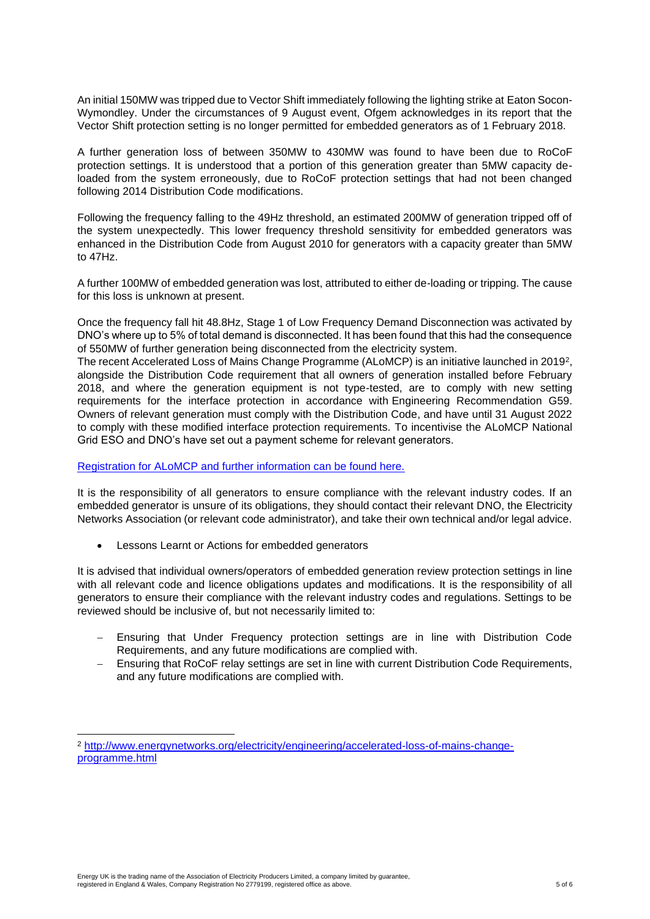An initial 150MW was tripped due to Vector Shift immediately following the lighting strike at Eaton Socon-Wymondley. Under the circumstances of 9 August event, Ofgem acknowledges in its report that the Vector Shift protection setting is no longer permitted for embedded generators as of 1 February 2018.

A further generation loss of between 350MW to 430MW was found to have been due to RoCoF protection settings. It is understood that a portion of this generation greater than 5MW capacity de-loaded from the system erroneously, due to RoCoF protection settings that had not been changed following 2014 Distribution Code modifications.

Following the frequency falling to the 49Hz threshold, an estimated 200MW of generation tripped off of the system unexpectedly. This lower frequency threshold sensitivity for embedded generators was enhanced in the Distribution Code from August 2010 for generators with a capacity greater than 5MW to 47Hz.

A further 100MW of embedded generation was lost, attributed to either de-loading or tripping. The cause for this loss is unknown at present.

Once the frequency fall hit 48.8Hz, Stage 1 of Low Frequency Demand Disconnection was activated by DNO's where up to 5% of total demand is disconnected. It has been found that this had the consequence of 550MW of further generation being disconnected from the electricity system.

The recent Accelerated Loss of Mains Change Programme (ALoMCP) is an initiative launched in 2019[2], alongside the Distribution Code requirement that all owners of generation installed before February 2018, and where the generation equipment is not type-tested, are to comply with new setting requirements for the interface protection in accordance with Engineering Recommendation G59. Owners of relevant generation must comply with the Distribution Code, and have until 31 August 2022 to comply with these modified interface protection requirements. To incentivise the ALoMCP National Grid ESO and DNO's have set out a payment scheme for relevant generators.

[Registration for ALoMCP and further information can be found here.](http://www.energynetworks.org/electricity/engineering/accelerated-loss-of-mains-change-programme.html)

It is the responsibility of all generators to ensure compliance with the relevant industry codes. If an embedded generator is unsure of its obligations, they should contact their relevant DNO, the Electricity Networks Association (or relevant code administrator), and take their own technical and/or legal advice.

- Lessons Learnt or Actions for embedded generators

It is advised that individual owners/operators of embedded generation review protection settings in line with all relevant code and licence obligations updates and modifications. It is the responsibility of all generators to ensure their compliance with the relevant industry codes and regulations. Settings to be reviewed should be inclusive of, but not necessarily limited to:

- Ensuring that Under Frequency protection settings are in line with Distribution Code Requirements, and any future modifications are complied with.
- Ensuring that RoCoF relay settings are set in line with current Distribution Code Requirements, and any future modifications are complied with.

[2] http://www.energynetworks.org/electricity/engineering/accelerated-loss-of-mains-change-programme.html

Energy UK is the trading name of the Association of Electricity Producers Limited, a company limited by guarantee, registered in England & Wales, Company Registration No 2779199, registered office as above.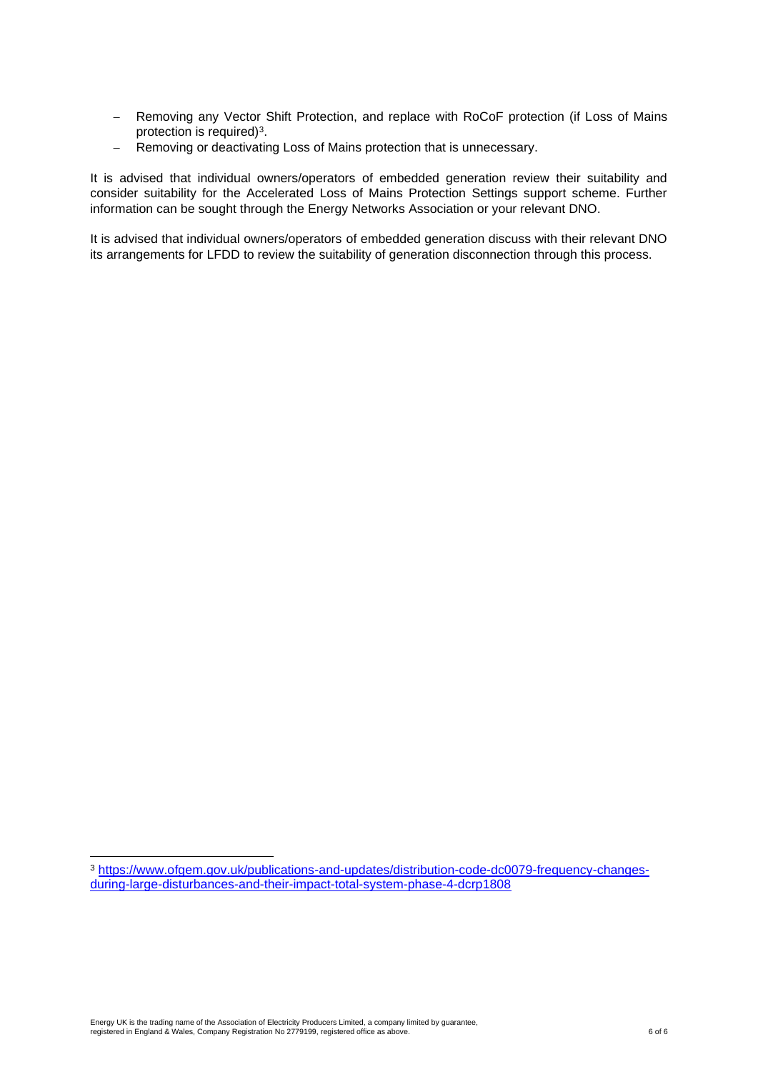- Removing any Vector Shift Protection, and replace with RoCoF protection (if Loss of Mains protection is required)[3].
- Removing or deactivating Loss of Mains protection that is unnecessary.

It is advised that individual owners/operators of embedded generation review their suitability and consider suitability for the Accelerated Loss of Mains Protection Settings support scheme. Further information can be sought through the Energy Networks Association or your relevant DNO.

It is advised that individual owners/operators of embedded generation discuss with their relevant DNO its arrangements for LFDD to review the suitability of generation disconnection through this process.

---

[3] https://www.ofgem.gov.uk/publications-and-updates/distribution-code-dc0079-frequency-changes-during-large-disturbances-and-their-impact-total-system-phase-4-dcrp1808

Energy UK is the trading name of the Association of Electricity Producers Limited, a company limited by guarantee, registered in England & Wales, Company Registration No 2779199, registered office as above.